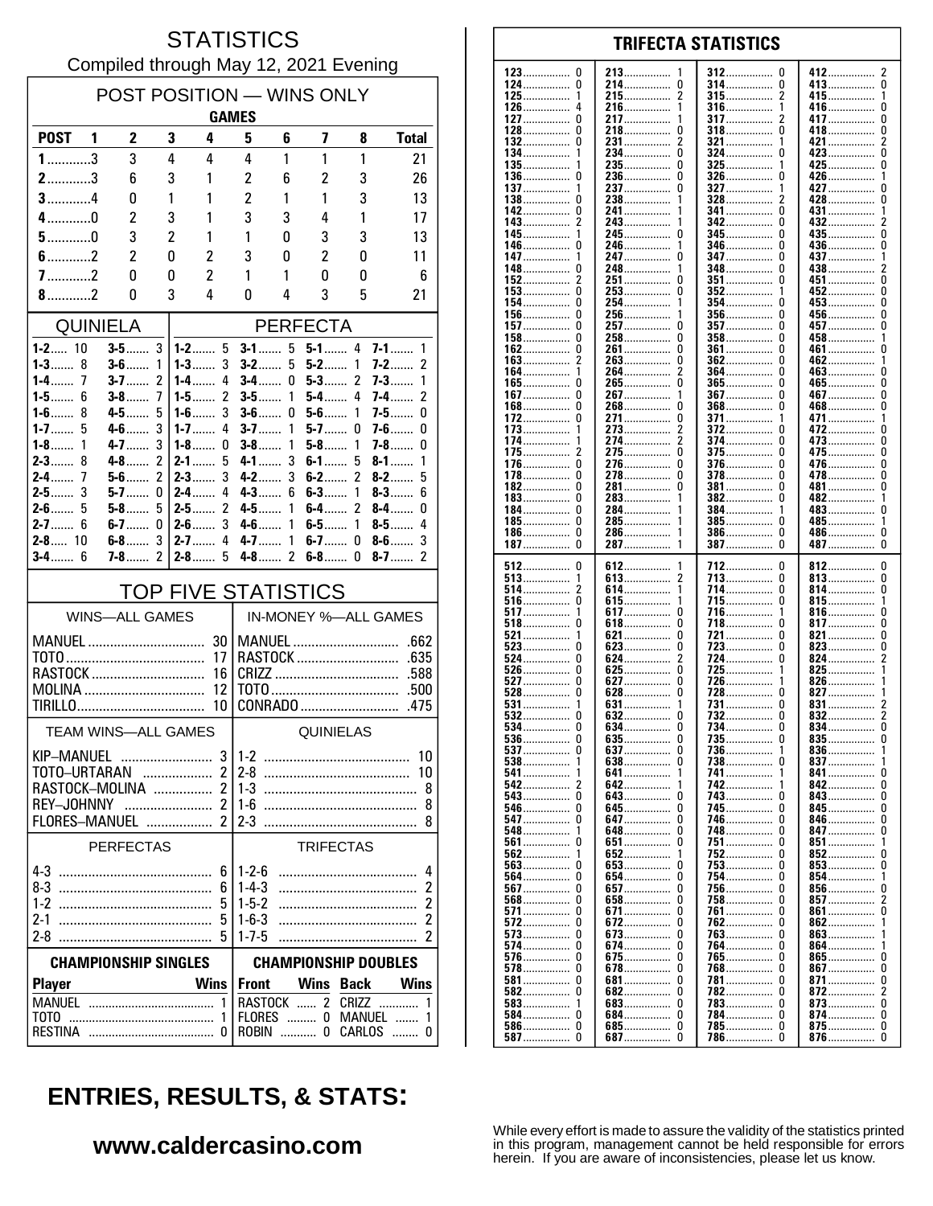# STATISTICS

Compiled through May 12, 2021 Evening

## POST POSITION — WINS ONLY

| | GAMES | | | | | | | | |
|---|---|---|---|---|---|---|---|---|---|
| POST | 1 | 2 | 3 | 4 | 5 | 6 | 7 | 8 | Total |
| 1 | 3 | 3 | 4 | 4 | 4 | 1 | 1 | 1 | 21 |
| 2 | 3 | 6 | 3 | 1 | 2 | 6 | 2 | 3 | 26 |
| 3 | 4 | 0 | 1 | 1 | 2 | 1 | 1 | 3 | 13 |
| 4 | 0 | 2 | 3 | 1 | 3 | 3 | 4 | 1 | 17 |
| 5 | 0 | 3 | 2 | 1 | 1 | 0 | 3 | 3 | 13 |
| 6 | 2 | 2 | 0 | 2 | 3 | 0 | 2 | 0 | 11 |
| 7 | 2 | 0 | 0 | 2 | 1 | 1 | 0 | 0 | 6 |
| 8 | 2 | 0 | 3 | 4 | 0 | 4 | 3 | 5 | 21 |

## QUINIELA

| | | | |
|---|---|---|---|
| 1-2 | 10 | 3-5 | 3 |
| 1-3 | 8 | 3-6 | 1 |
| 1-4 | 7 | 3-7 | 2 |
| 1-5 | 6 | 3-8 | 7 |
| 1-6 | 8 | 4-5 | 5 |
| 1-7 | 5 | 4-6 | 3 |
| 1-8 | 1 | 4-7 | 3 |
| 2-3 | 8 | 4-8 | 2 |
| 2-4 | 7 | 5-6 | 2 |
| 2-5 | 3 | 5-7 | 0 |
| 2-6 | 5 | 5-8 | 5 |
| 2-7 | 6 | 6-7 | 0 |
| 2-8 | 10 | 6-8 | 3 |
| 3-4 | 6 | 7-8 | 2 |

## PERFECTA

| | | | | | | | |
|---|---|---|---|---|---|---|---|
| 1-2 | 5 | 3-1 | 5 | 5-1 | 4 | 7-1 | 1 |
| 1-3 | 3 | 3-2 | 5 | 5-2 | 1 | 7-2 | 2 |
| 1-4 | 4 | 3-4 | 0 | 5-3 | 2 | 7-3 | 1 |
| 1-5 | 2 | 3-5 | 1 | 5-4 | 4 | 7-4 | 2 |
| 1-6 | 3 | 3-6 | 0 | 5-6 | 1 | 7-5 | 0 |
| 1-7 | 4 | 3-7 | 1 | 5-7 | 0 | 7-6 | 0 |
| 1-8 | 0 | 3-8 | 1 | 5-8 | 1 | 7-8 | 0 |
| 2-1 | 5 | 4-1 | 3 | 6-1 | 5 | 8-1 | 1 |
| 2-3 | 3 | 4-2 | 3 | 6-2 | 2 | 8-2 | 5 |
| 2-4 | 4 | 4-3 | 6 | 6-3 | 1 | 8-3 | 6 |
| 2-5 | 2 | 4-5 | 1 | 6-4 | 2 | 8-4 | 0 |
| 2-6 | 3 | 4-6 | 1 | 6-5 | 1 | 8-5 | 4 |
| 2-7 | 4 | 4-7 | 1 | 6-7 | 0 | 8-6 | 3 |
| 2-8 | 5 | 4-8 | 2 | 6-8 | 0 | 8-7 | 2 |

## TOP FIVE STATISTICS

| WINS—ALL GAMES | | IN-MONEY %—ALL GAMES | |
|---|---|---|---|
| MANUEL | 30 | MANUEL | .662 |
| TOTO | 17 | RASTOCK | .635 |
| RASTOCK | 16 | CRIZZ | .588 |
| MOLINA | 12 | TOTO | .500 |
| TIRILLO | 10 | CONRADO | .475 |

| TEAM WINS—ALL GAMES | | QUINIELAS | |
|---|---|---|---|
| KIP–MANUEL | 3 | 1-2 | 10 |
| TOTO–URTARAN | 2 | 2-8 | 10 |
| RASTOCK–MOLINA | 2 | 1-3 | 8 |
| REY–JOHNNY | 2 | 1-6 | 8 |
| FLORES–MANUEL | 2 | 2-3 | 8 |

| PERFECTAS | | TRIFECTAS | |
|---|---|---|---|
| 4-3 | 6 | 1-2-6 | 4 |
| 8-3 | 6 | 1-4-3 | 2 |
| 1-2 | 5 | 1-5-2 | 2 |
| 2-1 | 5 | 1-6-3 | 2 |
| 2-8 | 5 | 1-7-5 | 2 |

### CHAMPIONSHIP SINGLES

| Player | Wins |
|---|---|
| MANUEL | 1 |
| TOTO | 1 |
| RESTINA | 0 |

### CHAMPIONSHIP DOUBLES

| Front | Wins | Back | Wins |
|---|---|---|---|
| RASTOCK | 2 | CRIZZ | 1 |
| FLORES | 0 | MANUEL | 1 |
| ROBIN | 0 | CARLOS | 0 |

## TRIFECTA STATISTICS

| | | | | | | | |
|---|---|---|---|---|---|---|---|
| 123 | 0 | 213 | 1 | 312 | 0 | 412 | 2 |
| 124 | 0 | 214 | 0 | 314 | 0 | 413 | 0 |
| 125 | 1 | 215 | 2 | 315 | 2 | 415 | 1 |
| 126 | 4 | 216 | 1 | 316 | 1 | 416 | 0 |
| 127 | 0 | 217 | 1 | 317 | 2 | 417 | 0 |
| 128 | 0 | 218 | 0 | 318 | 0 | 418 | 0 |
| 132 | 0 | 231 | 2 | 321 | 1 | 421 | 2 |
| 134 | 1 | 234 | 0 | 324 | 0 | 423 | 0 |
| 135 | 1 | 235 | 0 | 325 | 1 | 425 | 0 |
| 136 | 0 | 236 | 0 | 326 | 0 | 426 | 1 |
| 137 | 1 | 237 | 0 | 327 | 1 | 427 | 0 |
| 138 | 0 | 238 | 1 | 328 | 2 | 428 | 0 |
| 142 | 0 | 241 | 1 | 341 | 0 | 431 | 1 |
| 143 | 2 | 243 | 1 | 342 | 0 | 432 | 2 |
| 145 | 1 | 245 | 0 | 345 | 0 | 435 | 0 |
| 146 | 0 | 246 | 1 | 346 | 0 | 436 | 0 |
| 147 | 1 | 247 | 0 | 347 | 0 | 437 | 1 |
| 148 | 0 | 248 | 1 | 348 | 0 | 438 | 2 |
| 152 | 2 | 251 | 0 | 351 | 0 | 451 | 0 |
| 153 | 0 | 253 | 0 | 352 | 1 | 452 | 0 |
| 154 | 0 | 254 | 1 | 354 | 0 | 453 | 0 |
| 156 | 0 | 256 | 1 | 356 | 0 | 456 | 0 |
| 157 | 0 | 257 | 0 | 357 | 0 | 457 | 0 |
| 158 | 0 | 258 | 0 | 358 | 0 | 458 | 1 |
| 162 | 0 | 261 | 0 | 361 | 0 | 461 | 0 |
| 163 | 2 | 263 | 0 | 362 | 0 | 462 | 1 |
| 164 | 1 | 264 | 2 | 364 | 0 | 463 | 0 |
| 165 | 0 | 265 | 0 | 365 | 0 | 465 | 0 |
| 167 | 0 | 267 | 1 | 367 | 0 | 467 | 0 |
| 168 | 0 | 268 | 0 | 368 | 0 | 468 | 0 |
| 172 | 0 | 271 | 0 | 371 | 1 | 471 | 1 |
| 173 | 1 | 273 | 2 | 372 | 0 | 472 | 0 |
| 174 | 1 | 274 | 2 | 374 | 0 | 473 | 0 |
| 175 | 2 | 275 | 0 | 375 | 0 | 475 | 0 |
| 176 | 0 | 276 | 0 | 376 | 0 | 476 | 0 |
| 178 | 0 | 278 | 0 | 378 | 0 | 478 | 0 |
| 182 | 0 | 281 | 0 | 381 | 0 | 481 | 0 |
| 183 | 0 | 283 | 1 | 382 | 0 | 482 | 1 |
| 184 | 0 | 284 | 1 | 384 | 1 | 483 | 0 |
| 185 | 0 | 285 | 1 | 385 | 0 | 485 | 1 |
| 186 | 0 | 286 | 1 | 386 | 0 | 486 | 0 |
| 187 | 0 | 287 | 1 | 387 | 0 | 487 | 0 |

| | | | | | | | |
|---|---|---|---|---|---|---|---|
| 512 | 0 | 612 | 1 | 712 | 0 | 812 | 0 |
| 513 | 1 | 613 | 2 | 713 | 0 | 813 | 0 |
| 514 | 2 | 614 | 1 | 714 | 0 | 814 | 0 |
| 516 | 0 | 615 | 1 | 715 | 0 | 815 | 1 |
| 517 | 1 | 617 | 0 | 716 | 1 | 816 | 0 |
| 518 | 0 | 618 | 0 | 718 | 0 | 817 | 0 |
| 521 | 1 | 621 | 0 | 721 | 0 | 821 | 0 |
| 523 | 0 | 623 | 0 | 723 | 0 | 823 | 0 |
| 524 | 0 | 624 | 2 | 724 | 0 | 824 | 2 |
| 526 | 0 | 625 | 0 | 725 | 1 | 825 | 1 |
| 527 | 0 | 627 | 0 | 726 | 1 | 826 | 1 |
| 528 | 0 | 628 | 0 | 728 | 0 | 827 | 1 |
| 531 | 1 | 631 | 1 | 731 | 0 | 831 | 2 |
| 532 | 0 | 632 | 0 | 732 | 0 | 832 | 2 |
| 534 | 0 | 634 | 0 | 734 | 0 | 834 | 0 |
| 536 | 0 | 635 | 0 | 735 | 0 | 835 | 0 |
| 537 | 0 | 637 | 0 | 736 | 1 | 836 | 1 |
| 538 | 1 | 638 | 0 | 738 | 0 | 837 | 1 |
| 541 | 1 | 641 | 1 | 741 | 1 | 841 | 0 |
| 542 | 2 | 642 | 1 | 742 | 1 | 842 | 0 |
| 543 | 0 | 643 | 0 | 743 | 0 | 843 | 0 |
| 546 | 0 | 645 | 0 | 745 | 0 | 845 | 0 |
| 547 | 0 | 647 | 0 | 746 | 0 | 846 | 0 |
| 548 | 1 | 648 | 0 | 748 | 0 | 847 | 0 |
| 561 | 0 | 651 | 0 | 751 | 0 | 851 | 1 |
| 562 | 1 | 652 | 1 | 752 | 0 | 852 | 0 |
| 563 | 0 | 653 | 0 | 753 | 0 | 853 | 0 |
| 564 | 0 | 654 | 0 | 754 | 0 | 854 | 1 |
| 567 | 0 | 657 | 0 | 756 | 0 | 856 | 0 |
| 568 | 0 | 658 | 0 | 758 | 0 | 857 | 2 |
| 571 | 0 | 671 | 0 | 761 | 0 | 861 | 0 |
| 572 | 0 | 672 | 0 | 762 | 0 | 862 | 1 |
| 573 | 0 | 673 | 0 | 763 | 0 | 863 | 1 |
| 574 | 0 | 674 | 0 | 764 | 0 | 864 | 1 |
| 576 | 0 | 675 | 0 | 765 | 0 | 865 | 0 |
| 578 | 0 | 678 | 0 | 768 | 0 | 867 | 0 |
| 581 | 0 | 681 | 0 | 781 | 0 | 871 | 0 |
| 582 | 0 | 682 | 0 | 782 | 0 | 872 | 2 |
| 583 | 1 | 683 | 0 | 783 | 0 | 873 | 0 |
| 584 | 0 | 684 | 0 | 784 | 0 | 874 | 0 |
| 586 | 0 | 685 | 0 | 785 | 0 | 875 | 0 |
| 587 | 0 | 687 | 0 | 786 | 0 | 876 | 0 |

## ENTRIES, RESULTS, & STATS:

**www.caldercasino.com**

While every effort is made to assure the validity of the statistics printed in this program, management cannot be held responsible for errors herein. If you are aware of inconsistencies, please let us know.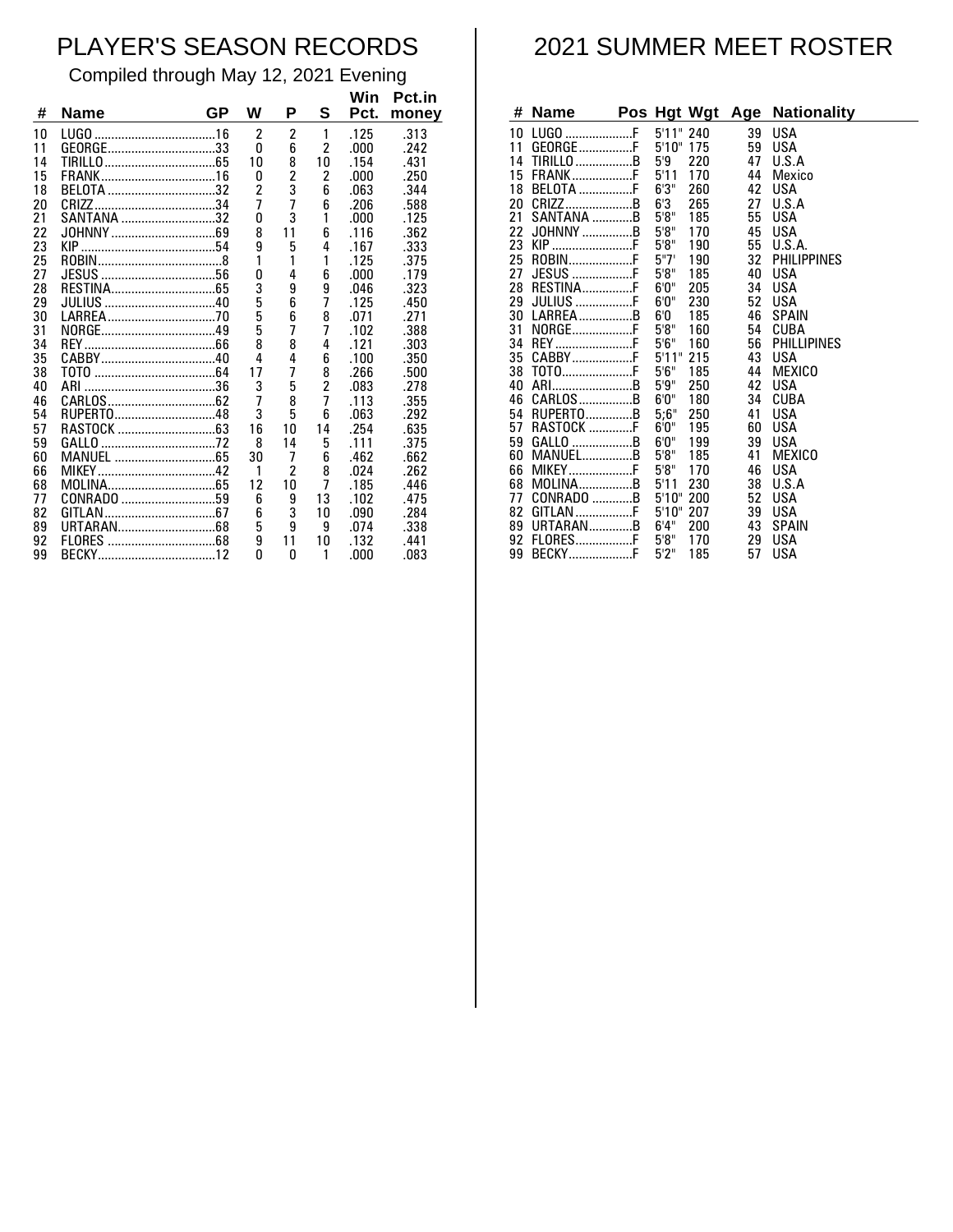# PLAYER'S SEASON RECORDS

Compiled through May 12, 2021 Evening

| # | Name | GP | W | P | S | Win Pct. | Pct.in money |
|---|---|---|---|---|---|---|---|
| 10 | LUGO | 16 | 2 | 2 | 1 | .125 | .313 |
| 11 | GEORGE | 33 | 0 | 6 | 2 | .000 | .242 |
| 14 | TIRILLO | 65 | 10 | 8 | 10 | .154 | .431 |
| 15 | FRANK | 16 | 0 | 2 | 2 | .000 | .250 |
| 18 | BELOTA | 32 | 2 | 3 | 6 | .063 | .344 |
| 20 | CRIZZ | 34 | 7 | 7 | 6 | .206 | .588 |
| 21 | SANTANA | 32 | 0 | 3 | 1 | .000 | .125 |
| 22 | JOHNNY | 69 | 8 | 11 | 6 | .116 | .362 |
| 23 | KIP | 54 | 9 | 5 | 4 | .167 | .333 |
| 25 | ROBIN | 8 | 1 | 1 | 1 | .125 | .375 |
| 27 | JESUS | 56 | 0 | 4 | 6 | .000 | .179 |
| 28 | RESTINA | 65 | 3 | 9 | 9 | .046 | .323 |
| 29 | JULIUS | 40 | 5 | 6 | 7 | .125 | .450 |
| 30 | LARREA | 70 | 5 | 6 | 8 | .071 | .271 |
| 31 | NORGE | 49 | 5 | 7 | 7 | .102 | .388 |
| 34 | REY | 66 | 8 | 8 | 4 | .121 | .303 |
| 35 | CABBY | 40 | 4 | 4 | 6 | .100 | .350 |
| 38 | TOTO | 64 | 17 | 7 | 8 | .266 | .500 |
| 40 | ARI | 36 | 3 | 5 | 2 | .083 | .278 |
| 46 | CARLOS | 62 | 7 | 8 | 7 | .113 | .355 |
| 54 | RUPERTO | 48 | 3 | 5 | 6 | .063 | .292 |
| 57 | RASTOCK | 63 | 16 | 10 | 14 | .254 | .635 |
| 59 | GALLO | 72 | 8 | 14 | 5 | .111 | .375 |
| 60 | MANUEL | 65 | 30 | 7 | 6 | .462 | .662 |
| 66 | MIKEY | 42 | 1 | 2 | 8 | .024 | .262 |
| 68 | MOLINA | 65 | 12 | 10 | 7 | .185 | .446 |
| 77 | CONRADO | 59 | 6 | 9 | 13 | .102 | .475 |
| 82 | GITLAN | 67 | 6 | 3 | 10 | .090 | .284 |
| 89 | URTARAN | 68 | 5 | 9 | 9 | .074 | .338 |
| 92 | FLORES | 68 | 9 | 11 | 10 | .132 | .441 |
| 99 | BECKY | 12 | 0 | 0 | 1 | .000 | .083 |

# 2021 SUMMER MEET ROSTER

| # | Name | Pos | Hgt | Wgt | Age | Nationality |
|---|---|---|---|---|---|---|
| 10 | LUGO | F | 5'11" | 240 | 39 | USA |
| 11 | GEORGE | F | 5'10" | 175 | 59 | USA |
| 14 | TIRILLO | B | 5'9 | 220 | 47 | U.S.A |
| 15 | FRANK | F | 5'11 | 170 | 44 | Mexico |
| 18 | BELOTA | F | 6'3" | 260 | 42 | USA |
| 20 | CRIZZ | B | 6'3 | 265 | 27 | U.S.A |
| 21 | SANTANA | B | 5'8" | 185 | 55 | USA |
| 22 | JOHNNY | B | 5'8" | 170 | 45 | USA |
| 23 | KIP | F | 5'8" | 190 | 55 | U.S.A. |
| 25 | ROBIN | F | 5"7' | 190 | 32 | PHILIPPINES |
| 27 | JESUS | F | 5'8" | 185 | 40 | USA |
| 28 | RESTINA | F | 6'0" | 205 | 34 | USA |
| 29 | JULIUS | F | 6'0" | 230 | 52 | USA |
| 30 | LARREA | B | 6'0 | 185 | 46 | SPAIN |
| 31 | NORGE | F | 5'8" | 160 | 54 | CUBA |
| 34 | REY | F | 5'6" | 160 | 56 | PHILLIPINES |
| 35 | CABBY | F | 5'11" | 215 | 43 | USA |
| 38 | TOTO | F | 5'6" | 185 | 44 | MEXICO |
| 40 | ARI | B | 5'9" | 250 | 42 | USA |
| 46 | CARLOS | B | 6'0" | 180 | 34 | CUBA |
| 54 | RUPERTO | B | 5;6" | 250 | 41 | USA |
| 57 | RASTOCK | F | 6'0" | 195 | 60 | USA |
| 59 | GALLO | B | 6'0" | 199 | 39 | USA |
| 60 | MANUEL | B | 5'8" | 185 | 41 | MEXICO |
| 66 | MIKEY | F | 5'8" | 170 | 46 | USA |
| 68 | MOLINA | B | 5'11 | 230 | 38 | U.S.A |
| 77 | CONRADO | B | 5'10" | 200 | 52 | USA |
| 82 | GITLAN | F | 5'10" | 207 | 39 | USA |
| 89 | URTARAN | B | 6'4" | 200 | 43 | SPAIN |
| 92 | FLORES | F | 5'8" | 170 | 29 | USA |
| 99 | BECKY | F | 5'2" | 185 | 57 | USA |